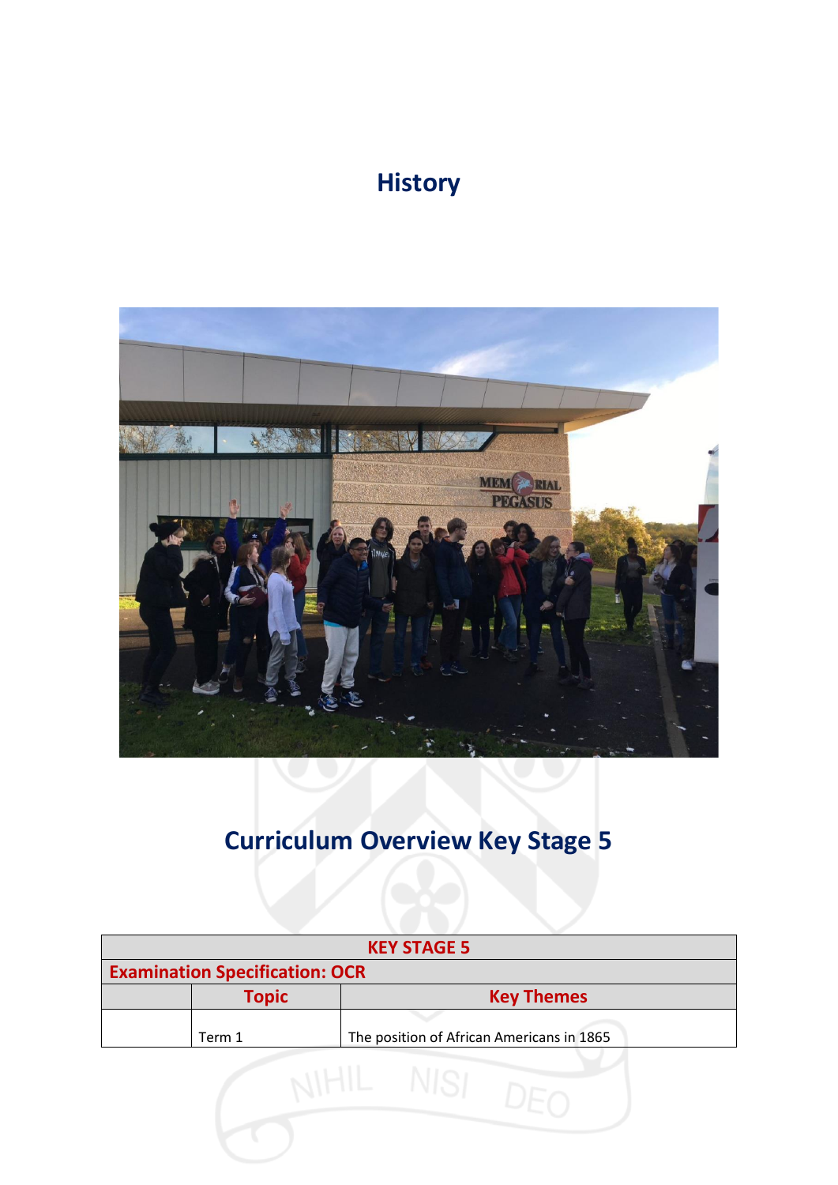# History

# Curriculum Overview Key Stage 5

| KEY STAGE 5 | | |
|---|---|---|
| **Examination Specification: OCR** | | |
| | **Topic** | **Key Themes** |
| | Term 1 | The position of African Americans in 1865 |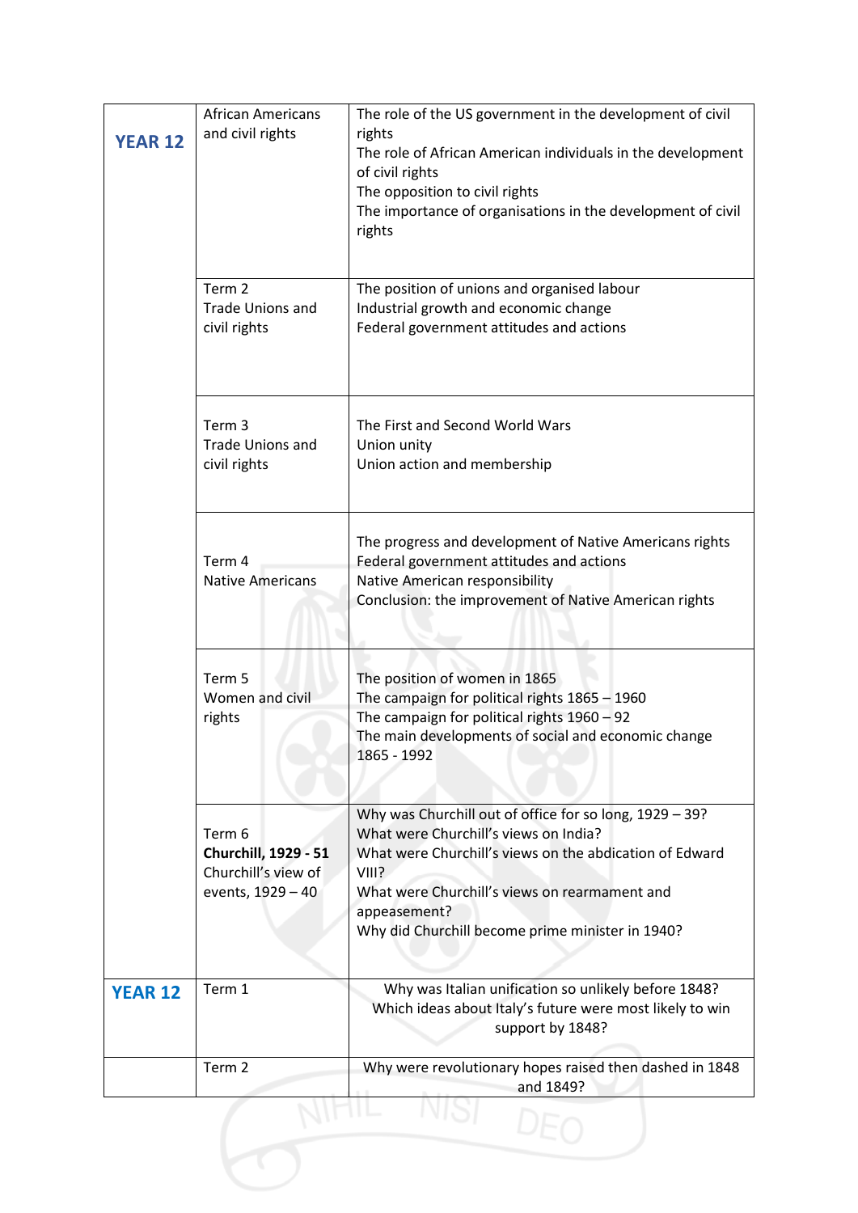| | | |
|---|---|---|
| **YEAR 12** | African Americans and civil rights | The role of the US government in the development of civil rights<br>The role of African American individuals in the development of civil rights<br>The opposition to civil rights<br>The importance of organisations in the development of civil rights |
| | Term 2<br>Trade Unions and civil rights | The position of unions and organised labour<br>Industrial growth and economic change<br>Federal government attitudes and actions |
| | Term 3<br>Trade Unions and civil rights | The First and Second World Wars<br>Union unity<br>Union action and membership |
| | Term 4<br>Native Americans | The progress and development of Native Americans rights<br>Federal government attitudes and actions<br>Native American responsibility<br>Conclusion: the improvement of Native American rights |
| | Term 5<br>Women and civil rights | The position of women in 1865<br>The campaign for political rights 1865 – 1960<br>The campaign for political rights 1960 – 92<br>The main developments of social and economic change 1865 - 1992 |
| | Term 6<br>**Churchill, 1929 - 51**<br>Churchill's view of events, 1929 – 40 | Why was Churchill out of office for so long, 1929 – 39?<br>What were Churchill's views on India?<br>What were Churchill's views on the abdication of Edward VIII?<br>What were Churchill's views on rearmament and appeasement?<br>Why did Churchill become prime minister in 1940? |
| **YEAR 12** | Term 1 | Why was Italian unification so unlikely before 1848?<br>Which ideas about Italy's future were most likely to win support by 1848? |
| | Term 2 | Why were revolutionary hopes raised then dashed in 1848 and 1849? |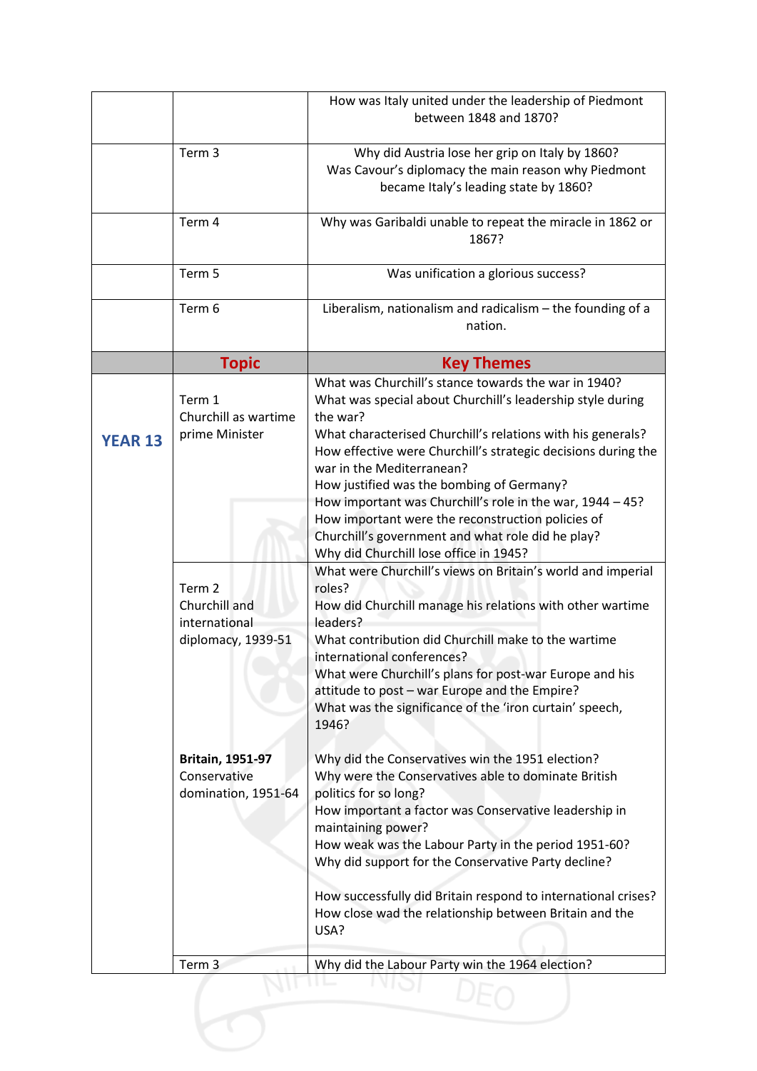|  |  | How was Italy united under the leadership of Piedmont between 1848 and 1870? |
|---|---|---|
|  | Term 3 | Why did Austria lose her grip on Italy by 1860?<br>Was Cavour's diplomacy the main reason why Piedmont became Italy's leading state by 1860? |
|  | Term 4 | Why was Garibaldi unable to repeat the miracle in 1862 or 1867? |
|  | Term 5 | Was unification a glorious success? |
|  | Term 6 | Liberalism, nationalism and radicalism – the founding of a nation. |
|  | **Topic** | **Key Themes** |
| **YEAR 13** | Term 1<br>Churchill as wartime prime Minister | What was Churchill's stance towards the war in 1940?<br>What was special about Churchill's leadership style during the war?<br>What characterised Churchill's relations with his generals?<br>How effective were Churchill's strategic decisions during the war in the Mediterranean?<br>How justified was the bombing of Germany?<br>How important was Churchill's role in the war, 1944 – 45?<br>How important were the reconstruction policies of Churchill's government and what role did he play?<br>Why did Churchill lose office in 1945? |
|  | Term 2<br>Churchill and international diplomacy, 1939-51<br><br>**Britain, 1951-97**<br>Conservative domination, 1951-64 | What were Churchill's views on Britain's world and imperial roles?<br>How did Churchill manage his relations with other wartime leaders?<br>What contribution did Churchill make to the wartime international conferences?<br>What were Churchill's plans for post-war Europe and his attitude to post – war Europe and the Empire?<br>What was the significance of the 'iron curtain' speech, 1946?<br><br>Why did the Conservatives win the 1951 election?<br>Why were the Conservatives able to dominate British politics for so long?<br>How important a factor was Conservative leadership in maintaining power?<br>How weak was the Labour Party in the period 1951-60?<br>Why did support for the Conservative Party decline?<br><br>How successfully did Britain respond to international crises?<br>How close wad the relationship between Britain and the USA? |
|  | Term 3 | Why did the Labour Party win the 1964 election? |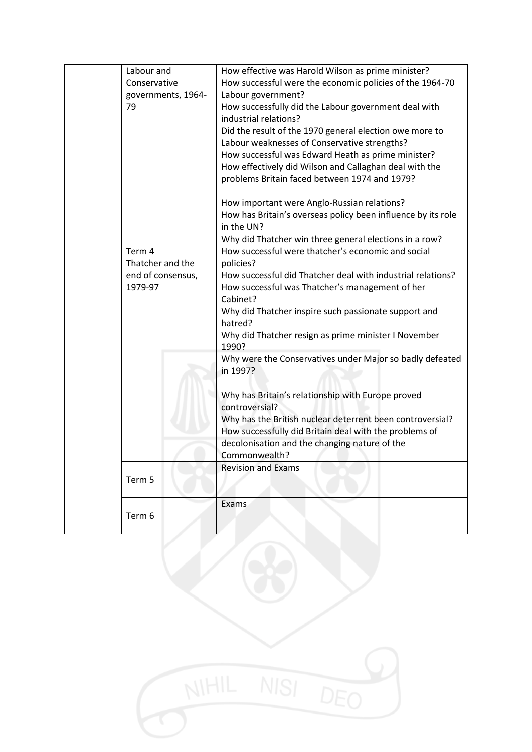| | | |
|---|---|---|
| | Labour and Conservative governments, 1964-79 | How effective was Harold Wilson as prime minister?<br>How successful were the economic policies of the 1964-70 Labour government?<br>How successfully did the Labour government deal with industrial relations?<br>Did the result of the 1970 general election owe more to Labour weaknesses of Conservative strengths?<br>How successful was Edward Heath as prime minister?<br>How effectively did Wilson and Callaghan deal with the problems Britain faced between 1974 and 1979?<br><br>How important were Anglo-Russian relations?<br>How has Britain's overseas policy been influence by its role in the UN? |
| | Term 4<br>Thatcher and the end of consensus, 1979-97 | Why did Thatcher win three general elections in a row?<br>How successful were thatcher's economic and social policies?<br>How successful did Thatcher deal with industrial relations?<br>How successful was Thatcher's management of her Cabinet?<br>Why did Thatcher inspire such passionate support and hatred?<br>Why did Thatcher resign as prime minister I November 1990?<br>Why were the Conservatives under Major so badly defeated in 1997?<br><br>Why has Britain's relationship with Europe proved controversial?<br>Why has the British nuclear deterrent been controversial?<br>How successfully did Britain deal with the problems of decolonisation and the changing nature of the Commonwealth? |
| | Term 5 | Revision and Exams |
| | Term 6 | Exams |